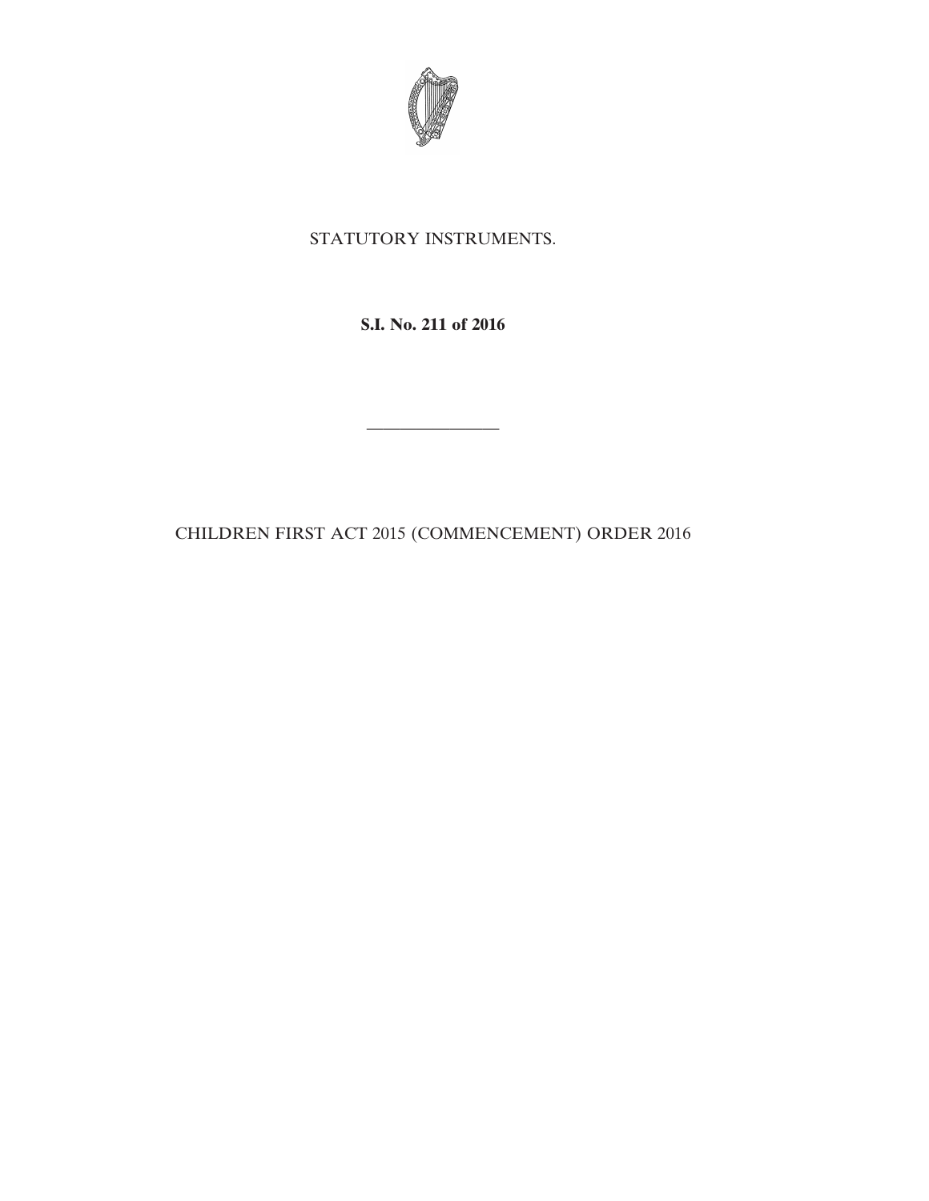STATUTORY INSTRUMENTS.

**S.I. No. 211 of 2016**

---

CHILDREN FIRST ACT 2015 (COMMENCEMENT) ORDER 2016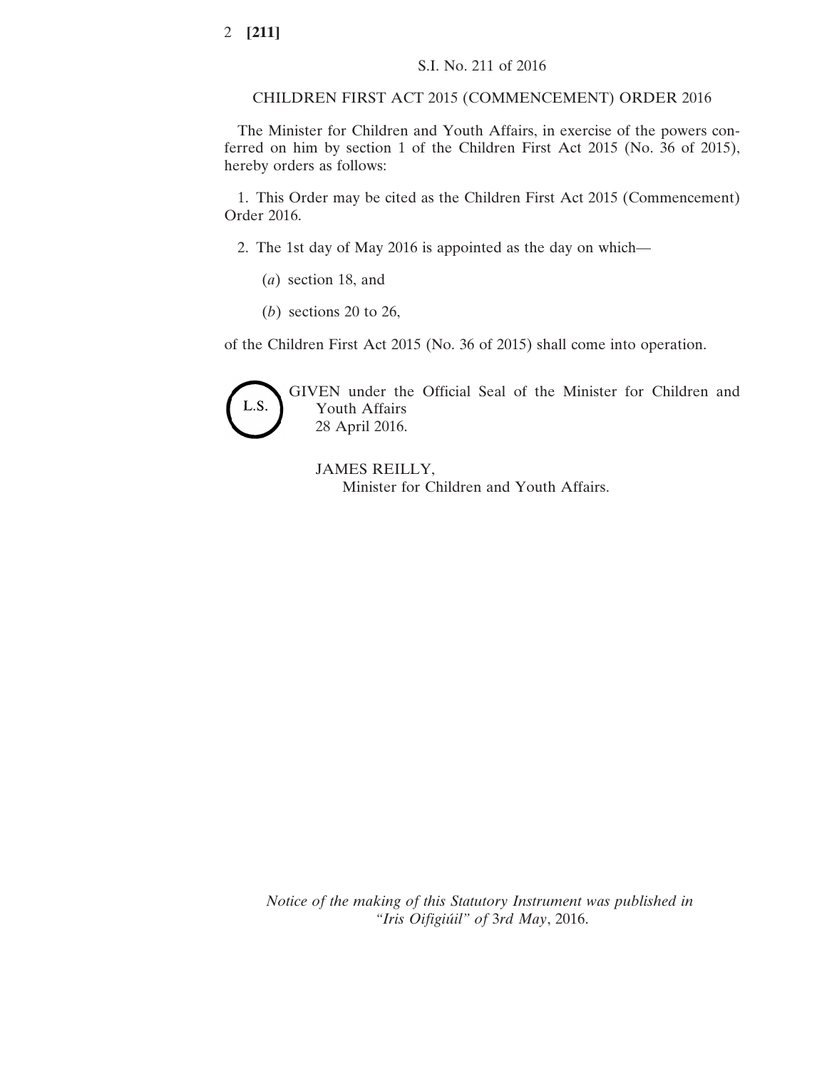S.I. No. 211 of 2016

# CHILDREN FIRST ACT 2015 (COMMENCEMENT) ORDER 2016

The Minister for Children and Youth Affairs, in exercise of the powers conferred on him by section 1 of the Children First Act 2015 (No. 36 of 2015), hereby orders as follows:

1. This Order may be cited as the Children First Act 2015 (Commencement) Order 2016.

2. The 1st day of May 2016 is appointed as the day on which—

   (*a*) section 18, and

   (*b*) sections 20 to 26,

of the Children First Act 2015 (No. 36 of 2015) shall come into operation.

L.S.

GIVEN under the Official Seal of the Minister for Children and Youth Affairs
28 April 2016.

JAMES REILLY,
Minister for Children and Youth Affairs.

*Notice of the making of this Statutory Instrument was published in "Iris Oifigiúil" of* 3rd *May*, 2016.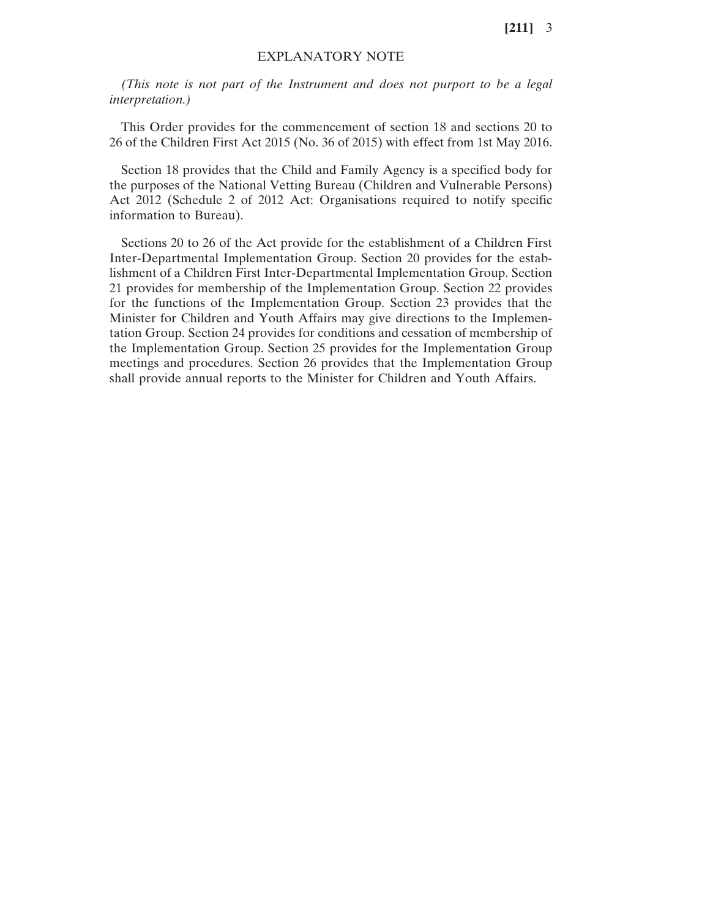## EXPLANATORY NOTE

*(This note is not part of the Instrument and does not purport to be a legal interpretation.)*

This Order provides for the commencement of section 18 and sections 20 to 26 of the Children First Act 2015 (No. 36 of 2015) with effect from 1st May 2016.

Section 18 provides that the Child and Family Agency is a specified body for the purposes of the National Vetting Bureau (Children and Vulnerable Persons) Act 2012 (Schedule 2 of 2012 Act: Organisations required to notify specific information to Bureau).

Sections 20 to 26 of the Act provide for the establishment of a Children First Inter-Departmental Implementation Group. Section 20 provides for the establishment of a Children First Inter-Departmental Implementation Group. Section 21 provides for membership of the Implementation Group. Section 22 provides for the functions of the Implementation Group. Section 23 provides that the Minister for Children and Youth Affairs may give directions to the Implementation Group. Section 24 provides for conditions and cessation of membership of the Implementation Group. Section 25 provides for the Implementation Group meetings and procedures. Section 26 provides that the Implementation Group shall provide annual reports to the Minister for Children and Youth Affairs.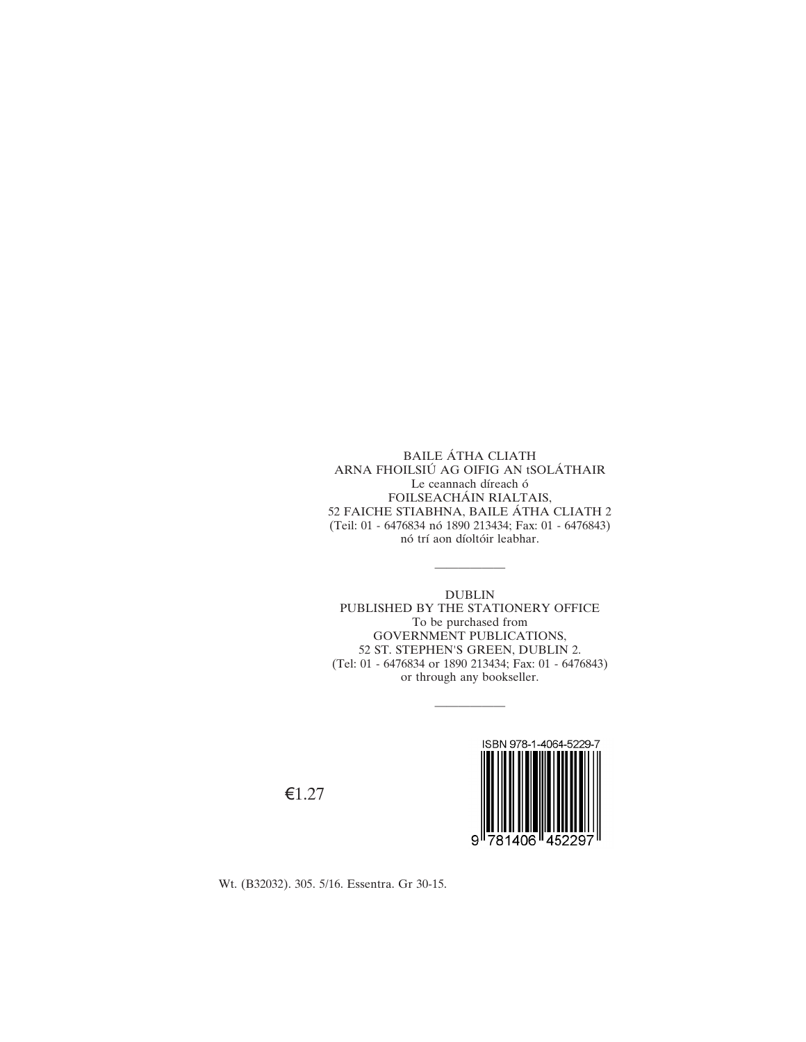BAILE ÁTHA CLIATH
ARNA FHOILSIÚ AG OIFIG AN tSOLÁTHAIR
Le ceannach díreach ó
FOILSEACHÁIN RIALTAIS,
52 FAICHE STIABHNA, BAILE ÁTHA CLIATH 2
(Teil: 01 - 6476834 nó 1890 213434; Fax: 01 - 6476843)
nó trí aon díoltóir leabhar.

---

DUBLIN
PUBLISHED BY THE STATIONERY OFFICE
To be purchased from
GOVERNMENT PUBLICATIONS,
52 ST. STEPHEN'S GREEN, DUBLIN 2.
(Tel: 01 - 6476834 or 1890 213434; Fax: 01 - 6476843)
or through any bookseller.

---

€1.27

ISBN 978-1-4064-5229-7

9 781406 452297

Wt. (B32032). 305. 5/16. Essentra. Gr 30-15.